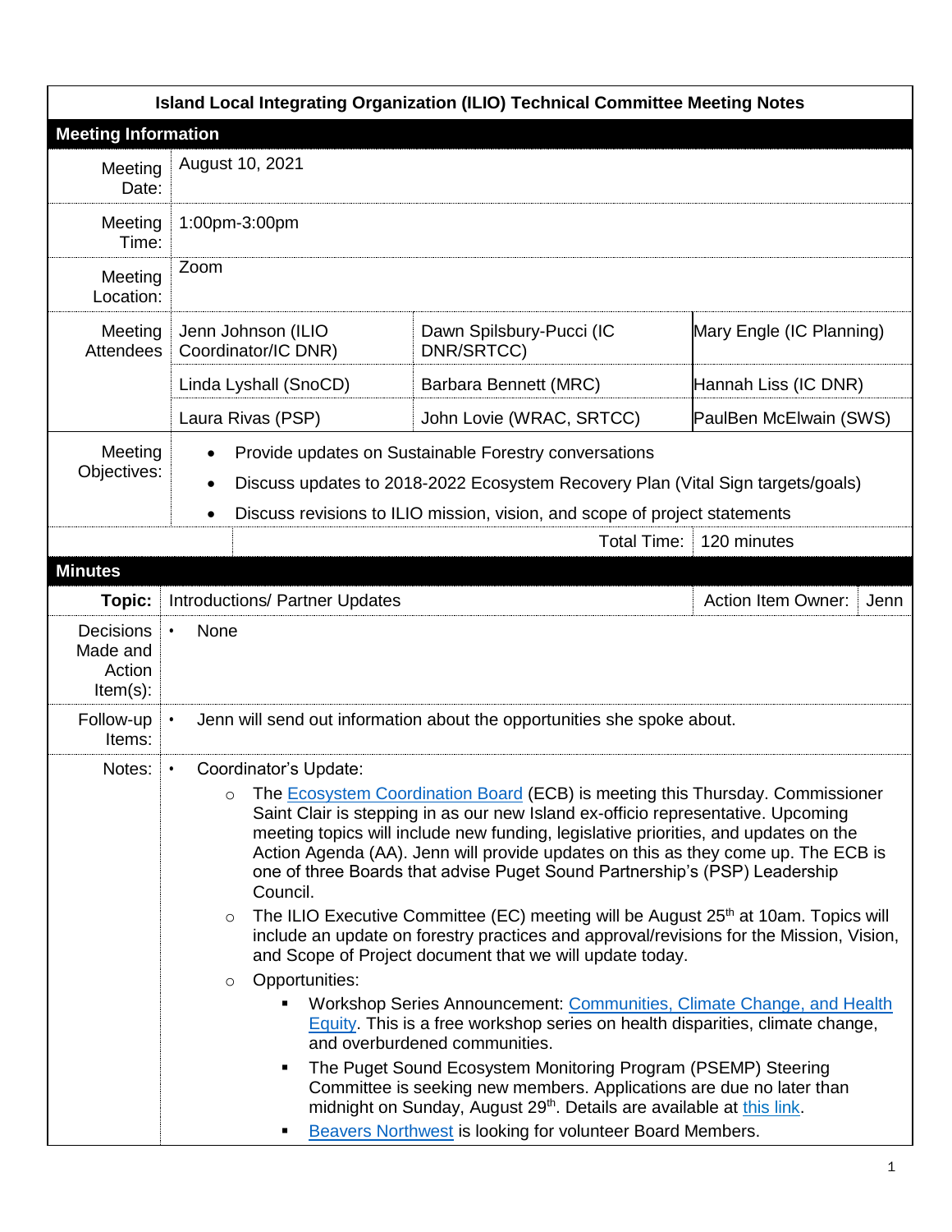# Island Local Integrating Organization (ILIO) Technical Committee Meeting Notes

## Meeting Information

| | | | |
|---|---|---|---|
| Meeting Date: | August 10, 2021 | | |
| Meeting Time: | 1:00pm-3:00pm | | |
| Meeting Location: | Zoom | | |
| Meeting Attendees | Jenn Johnson (ILIO Coordinator/IC DNR) | Dawn Spilsbury-Pucci (IC DNR/SRTCC) | Mary Engle (IC Planning) |
| | Linda Lyshall (SnoCD) | Barbara Bennett (MRC) | Hannah Liss (IC DNR) |
| | Laura Rivas (PSP) | John Lovie (WRAC, SRTCC) | PaulBen McElwain (SWS) |

**Meeting Objectives:**

- Provide updates on Sustainable Forestry conversations
- Discuss updates to 2018-2022 Ecosystem Recovery Plan (Vital Sign targets/goals)
- Discuss revisions to ILIO mission, vision, and scope of project statements

Total Time: 120 minutes

## Minutes

**Topic:** Introductions/ Partner Updates — **Action Item Owner:** Jenn

**Decisions Made and Action Item(s):**

- None

**Follow-up Items:**

- Jenn will send out information about the opportunities she spoke about.

**Notes:**

- Coordinator's Update:
  - The Ecosystem Coordination Board (ECB) is meeting this Thursday. Commissioner Saint Clair is stepping in as our new Island ex-officio representative. Upcoming meeting topics will include new funding, legislative priorities, and updates on the Action Agenda (AA). Jenn will provide updates on this as they come up. The ECB is one of three Boards that advise Puget Sound Partnership's (PSP) Leadership Council.
  - The ILIO Executive Committee (EC) meeting will be August 25th at 10am. Topics will include an update on forestry practices and approval/revisions for the Mission, Vision, and Scope of Project document that we will update today.
  - Opportunities:
    - Workshop Series Announcement: Communities, Climate Change, and Health Equity. This is a free workshop series on health disparities, climate change, and overburdened communities.
    - The Puget Sound Ecosystem Monitoring Program (PSEMP) Steering Committee is seeking new members. Applications are due no later than midnight on Sunday, August 29th. Details are available at this link.
    - Beavers Northwest is looking for volunteer Board Members.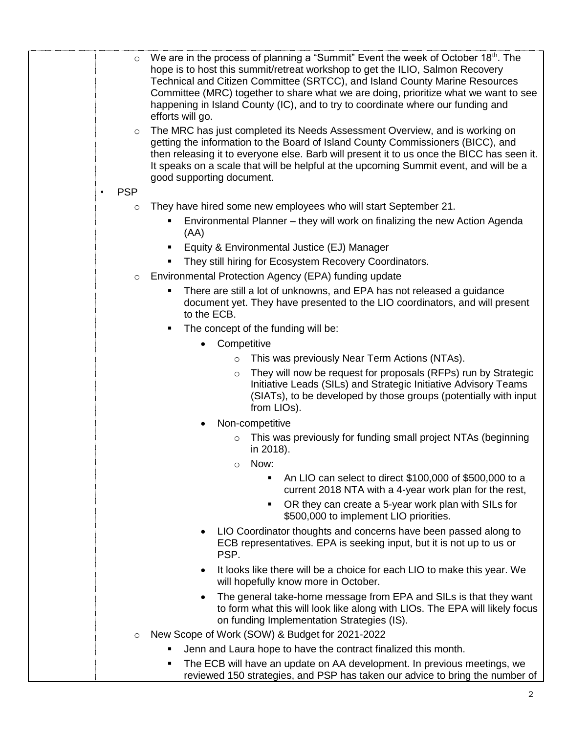- We are in the process of planning a "Summit" Event the week of October 18th. The hope is to host this summit/retreat workshop to get the ILIO, Salmon Recovery Technical and Citizen Committee (SRTCC), and Island County Marine Resources Committee (MRC) together to share what we are doing, prioritize what we want to see happening in Island County (IC), and to try to coordinate where our funding and efforts will go.
- The MRC has just completed its Needs Assessment Overview, and is working on getting the information to the Board of Island County Commissioners (BICC), and then releasing it to everyone else. Barb will present it to us once the BICC has seen it. It speaks on a scale that will be helpful at the upcoming Summit event, and will be a good supporting document.

- PSP
  - They have hired some new employees who will start September 21.
    - Environmental Planner – they will work on finalizing the new Action Agenda (AA)
    - Equity & Environmental Justice (EJ) Manager
    - They still hiring for Ecosystem Recovery Coordinators.
  - Environmental Protection Agency (EPA) funding update
    - There are still a lot of unknowns, and EPA has not released a guidance document yet. They have presented to the LIO coordinators, and will present to the ECB.
    - The concept of the funding will be:
      - Competitive
        - This was previously Near Term Actions (NTAs).
        - They will now be request for proposals (RFPs) run by Strategic Initiative Leads (SILs) and Strategic Initiative Advisory Teams (SIATs), to be developed by those groups (potentially with input from LIOs).
      - Non-competitive
        - This was previously for funding small project NTAs (beginning in 2018).
        - Now:
          - An LIO can select to direct $100,000 of $500,000 to a current 2018 NTA with a 4-year work plan for the rest,
          - OR they can create a 5-year work plan with SILs for $500,000 to implement LIO priorities.
      - LIO Coordinator thoughts and concerns have been passed along to ECB representatives. EPA is seeking input, but it is not up to us or PSP.
      - It looks like there will be a choice for each LIO to make this year. We will hopefully know more in October.
      - The general take-home message from EPA and SILs is that they want to form what this will look like along with LIOs. The EPA will likely focus on funding Implementation Strategies (IS).
  - New Scope of Work (SOW) & Budget for 2021-2022
    - Jenn and Laura hope to have the contract finalized this month.
    - The ECB will have an update on AA development. In previous meetings, we reviewed 150 strategies, and PSP has taken our advice to bring the number of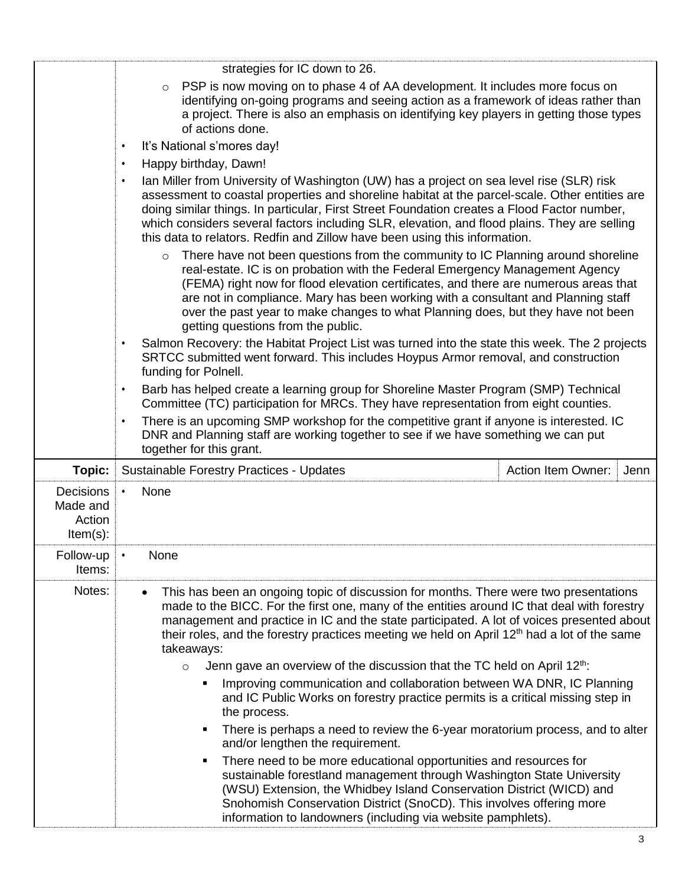strategies for IC down to 26.

  - PSP is now moving on to phase 4 of AA development. It includes more focus on identifying on-going programs and seeing action as a framework of ideas rather than a project. There is also an emphasis on identifying key players in getting those types of actions done.

- It's National s'mores day!
- Happy birthday, Dawn!
- Ian Miller from University of Washington (UW) has a project on sea level rise (SLR) risk assessment to coastal properties and shoreline habitat at the parcel-scale. Other entities are doing similar things. In particular, First Street Foundation creates a Flood Factor number, which considers several factors including SLR, elevation, and flood plains. They are selling this data to relators. Redfin and Zillow have been using this information.
  - There have not been questions from the community to IC Planning around shoreline real-estate. IC is on probation with the Federal Emergency Management Agency (FEMA) right now for flood elevation certificates, and there are numerous areas that are not in compliance. Mary has been working with a consultant and Planning staff over the past year to make changes to what Planning does, but they have not been getting questions from the public.
- Salmon Recovery: the Habitat Project List was turned into the state this week. The 2 projects SRTCC submitted went forward. This includes Hoypus Armor removal, and construction funding for Polnell.
- Barb has helped create a learning group for Shoreline Master Program (SMP) Technical Committee (TC) participation for MRCs. They have representation from eight counties.
- There is an upcoming SMP workshop for the competitive grant if anyone is interested. IC DNR and Planning staff are working together to see if we have something we can put together for this grant.

| **Topic:** | Sustainable Forestry Practices - Updates | Action Item Owner: | Jenn |
|---|---|---|---|
| Decisions Made and Action Item(s): | • None | | |
| Follow-up Items: | • None | | |

**Notes:**

- This has been an ongoing topic of discussion for months. There were two presentations made to the BICC. For the first one, many of the entities around IC that deal with forestry management and practice in IC and the state participated. A lot of voices presented about their roles, and the forestry practices meeting we held on April 12th had a lot of the same takeaways:
  - Jenn gave an overview of the discussion that the TC held on April 12th:
    - Improving communication and collaboration between WA DNR, IC Planning and IC Public Works on forestry practice permits is a critical missing step in the process.
    - There is perhaps a need to review the 6-year moratorium process, and to alter and/or lengthen the requirement.
    - There need to be more educational opportunities and resources for sustainable forestland management through Washington State University (WSU) Extension, the Whidbey Island Conservation District (WICD) and Snohomish Conservation District (SnoCD). This involves offering more information to landowners (including via website pamphlets).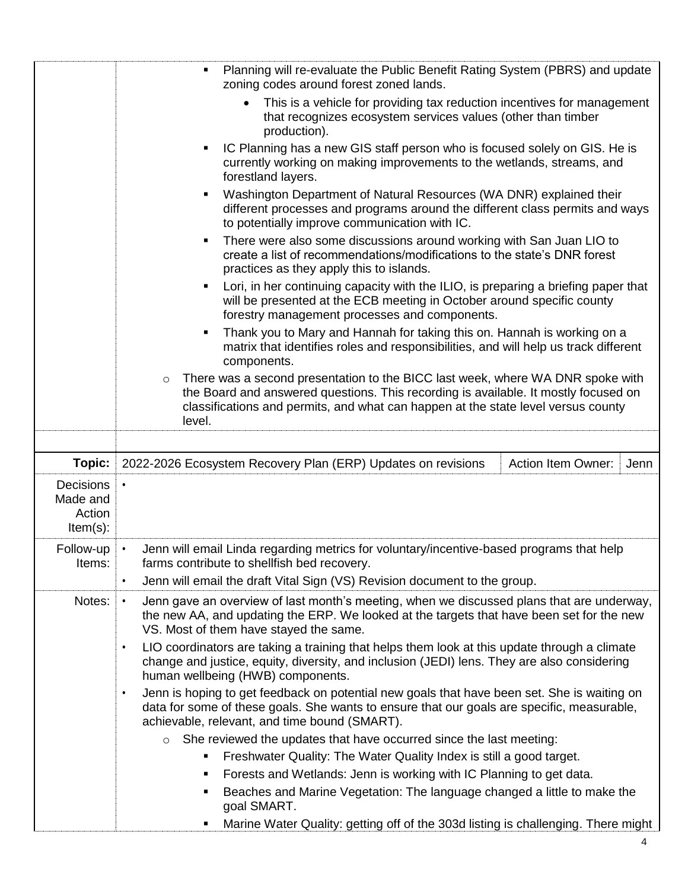|  |  |
|---|---|
|  | - Planning will re-evaluate the Public Benefit Rating System (PBRS) and update zoning codes around forest zoned lands.<br>    - This is a vehicle for providing tax reduction incentives for management that recognizes ecosystem services values (other than timber production).<br>- IC Planning has a new GIS staff person who is focused solely on GIS. He is currently working on making improvements to the wetlands, streams, and forestland layers.<br>- Washington Department of Natural Resources (WA DNR) explained their different processes and programs around the different class permits and ways to potentially improve communication with IC.<br>- There were also some discussions around working with San Juan LIO to create a list of recommendations/modifications to the state's DNR forest practices as they apply this to islands.<br>- Lori, in her continuing capacity with the ILIO, is preparing a briefing paper that will be presented at the ECB meeting in October around specific county forestry management processes and components.<br>- Thank you to Mary and Hannah for taking this on. Hannah is working on a matrix that identifies roles and responsibilities, and will help us track different components.<br><br>o There was a second presentation to the BICC last week, where WA DNR spoke with the Board and answered questions. This recording is available. It mostly focused on classifications and permits, and what can happen at the state level versus county level. |
|  |  |

| **Topic:** | 2022-2026 Ecosystem Recovery Plan (ERP) Updates on revisions | Action Item Owner: | Jenn |
|---|---|---|---|
| Decisions Made and Action Item(s): | • | | |
| Follow-up Items: | • Jenn will email Linda regarding metrics for voluntary/incentive-based programs that help farms contribute to shellfish bed recovery.<br>• Jenn will email the draft Vital Sign (VS) Revision document to the group. | | |
| Notes: | • Jenn gave an overview of last month's meeting, when we discussed plans that are underway, the new AA, and updating the ERP. We looked at the targets that have been set for the new VS. Most of them have stayed the same.<br>• LIO coordinators are taking a training that helps them look at this update through a climate change and justice, equity, diversity, and inclusion (JEDI) lens. They are also considering human wellbeing (HWB) components.<br>• Jenn is hoping to get feedback on potential new goals that have been set. She is waiting on data for some of these goals. She wants to ensure that our goals are specific, measurable, achievable, relevant, and time bound (SMART).<br>o She reviewed the updates that have occurred since the last meeting:<br>- Freshwater Quality: The Water Quality Index is still a good target.<br>- Forests and Wetlands: Jenn is working with IC Planning to get data.<br>- Beaches and Marine Vegetation: The language changed a little to make the goal SMART.<br>- Marine Water Quality: getting off of the 303d listing is challenging. There might | | |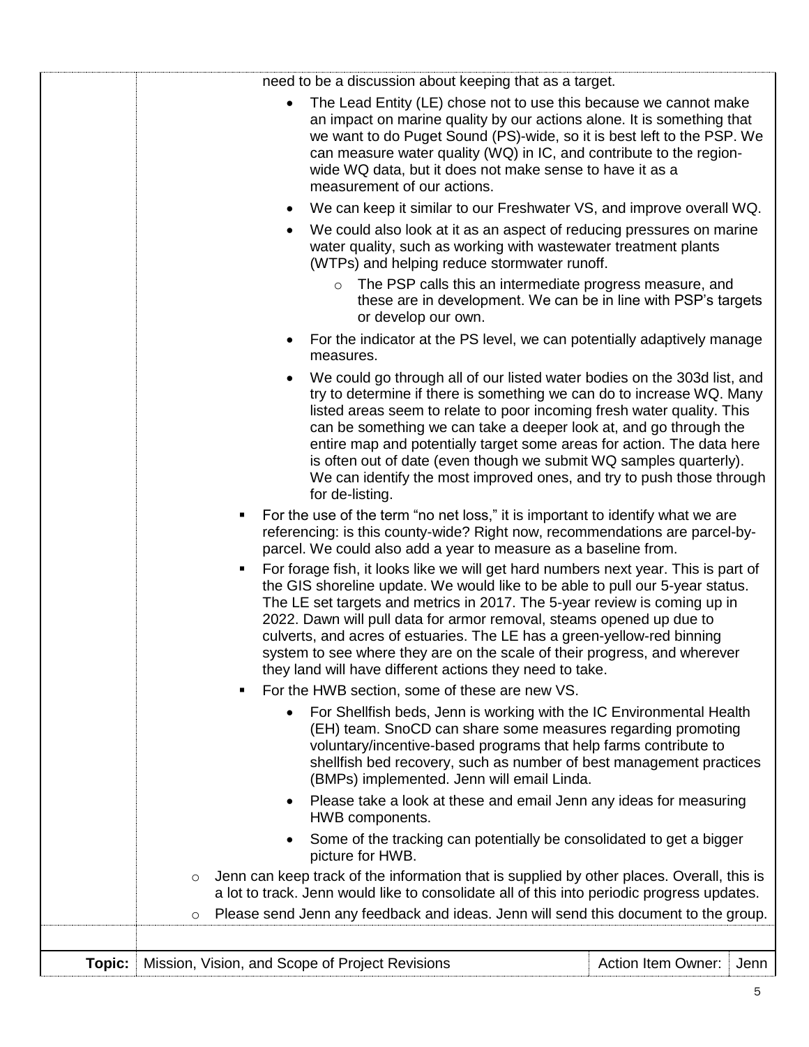need to be a discussion about keeping that as a target.

- The Lead Entity (LE) chose not to use this because we cannot make an impact on marine quality by our actions alone. It is something that we want to do Puget Sound (PS)-wide, so it is best left to the PSP. We can measure water quality (WQ) in IC, and contribute to the region-wide WQ data, but it does not make sense to have it as a measurement of our actions.
- We can keep it similar to our Freshwater VS, and improve overall WQ.
- We could also look at it as an aspect of reducing pressures on marine water quality, such as working with wastewater treatment plants (WTPs) and helping reduce stormwater runoff.
  - The PSP calls this an intermediate progress measure, and these are in development. We can be in line with PSP's targets or develop our own.
- For the indicator at the PS level, we can potentially adaptively manage measures.
- We could go through all of our listed water bodies on the 303d list, and try to determine if there is something we can do to increase WQ. Many listed areas seem to relate to poor incoming fresh water quality. This can be something we can take a deeper look at, and go through the entire map and potentially target some areas for action. The data here is often out of date (even though we submit WQ samples quarterly). We can identify the most improved ones, and try to push those through for de-listing.

- For the use of the term "no net loss," it is important to identify what we are referencing: is this county-wide? Right now, recommendations are parcel-by-parcel. We could also add a year to measure as a baseline from.
- For forage fish, it looks like we will get hard numbers next year. This is part of the GIS shoreline update. We would like to be able to pull our 5-year status. The LE set targets and metrics in 2017. The 5-year review is coming up in 2022. Dawn will pull data for armor removal, steams opened up due to culverts, and acres of estuaries. The LE has a green-yellow-red binning system to see where they are on the scale of their progress, and wherever they land will have different actions they need to take.
- For the HWB section, some of these are new VS.
  - For Shellfish beds, Jenn is working with the IC Environmental Health (EH) team. SnoCD can share some measures regarding promoting voluntary/incentive-based programs that help farms contribute to shellfish bed recovery, such as number of best management practices (BMPs) implemented. Jenn will email Linda.
  - Please take a look at these and email Jenn any ideas for measuring HWB components.
  - Some of the tracking can potentially be consolidated to get a bigger picture for HWB.

- Jenn can keep track of the information that is supplied by other places. Overall, this is a lot to track. Jenn would like to consolidate all of this into periodic progress updates.
- Please send Jenn any feedback and ideas. Jenn will send this document to the group.

| **Topic:** | Mission, Vision, and Scope of Project Revisions | Action Item Owner: | Jenn |
|---|---|---|---|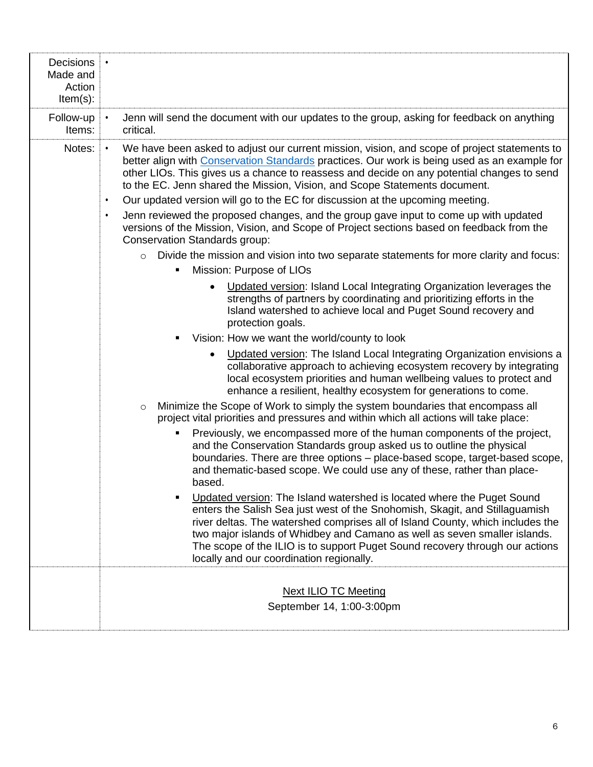| | |
|---|---|
| Decisions Made and Action Item(s): | • |
| Follow-up Items: | • Jenn will send the document with our updates to the group, asking for feedback on anything critical. |
| Notes: | • We have been asked to adjust our current mission, vision, and scope of project statements to better align with Conservation Standards practices. Our work is being used as an example for other LIOs. This gives us a chance to reassess and decide on any potential changes to send to the EC. Jenn shared the Mission, Vision, and Scope Statements document.<br>• Our updated version will go to the EC for discussion at the upcoming meeting.<br>• Jenn reviewed the proposed changes, and the group gave input to come up with updated versions of the Mission, Vision, and Scope of Project sections based on feedback from the Conservation Standards group:<br>&nbsp;&nbsp;○ Divide the mission and vision into two separate statements for more clarity and focus:<br>&nbsp;&nbsp;&nbsp;&nbsp;▪ Mission: Purpose of LIOs<br>&nbsp;&nbsp;&nbsp;&nbsp;&nbsp;&nbsp;• <u>Updated version</u>: Island Local Integrating Organization leverages the strengths of partners by coordinating and prioritizing efforts in the Island watershed to achieve local and Puget Sound recovery and protection goals.<br>&nbsp;&nbsp;&nbsp;&nbsp;▪ Vision: How we want the world/county to look<br>&nbsp;&nbsp;&nbsp;&nbsp;&nbsp;&nbsp;• <u>Updated version</u>: The Island Local Integrating Organization envisions a collaborative approach to achieving ecosystem recovery by integrating local ecosystem priorities and human wellbeing values to protect and enhance a resilient, healthy ecosystem for generations to come.<br>&nbsp;&nbsp;○ Minimize the Scope of Work to simply the system boundaries that encompass all project vital priorities and pressures and within which all actions will take place:<br>&nbsp;&nbsp;&nbsp;&nbsp;▪ Previously, we encompassed more of the human components of the project, and the Conservation Standards group asked us to outline the physical boundaries. There are three options – place-based scope, target-based scope, and thematic-based scope. We could use any of these, rather than place-based.<br>&nbsp;&nbsp;&nbsp;&nbsp;▪ <u>Updated version</u>: The Island watershed is located where the Puget Sound enters the Salish Sea just west of the Snohomish, Skagit, and Stillaguamish river deltas. The watershed comprises all of Island County, which includes the two major islands of Whidbey and Camano as well as seven smaller islands. The scope of the ILIO is to support Puget Sound recovery through our actions locally and our coordination regionally. |
| | <u>Next ILIO TC Meeting</u><br>September 14, 1:00-3:00pm |